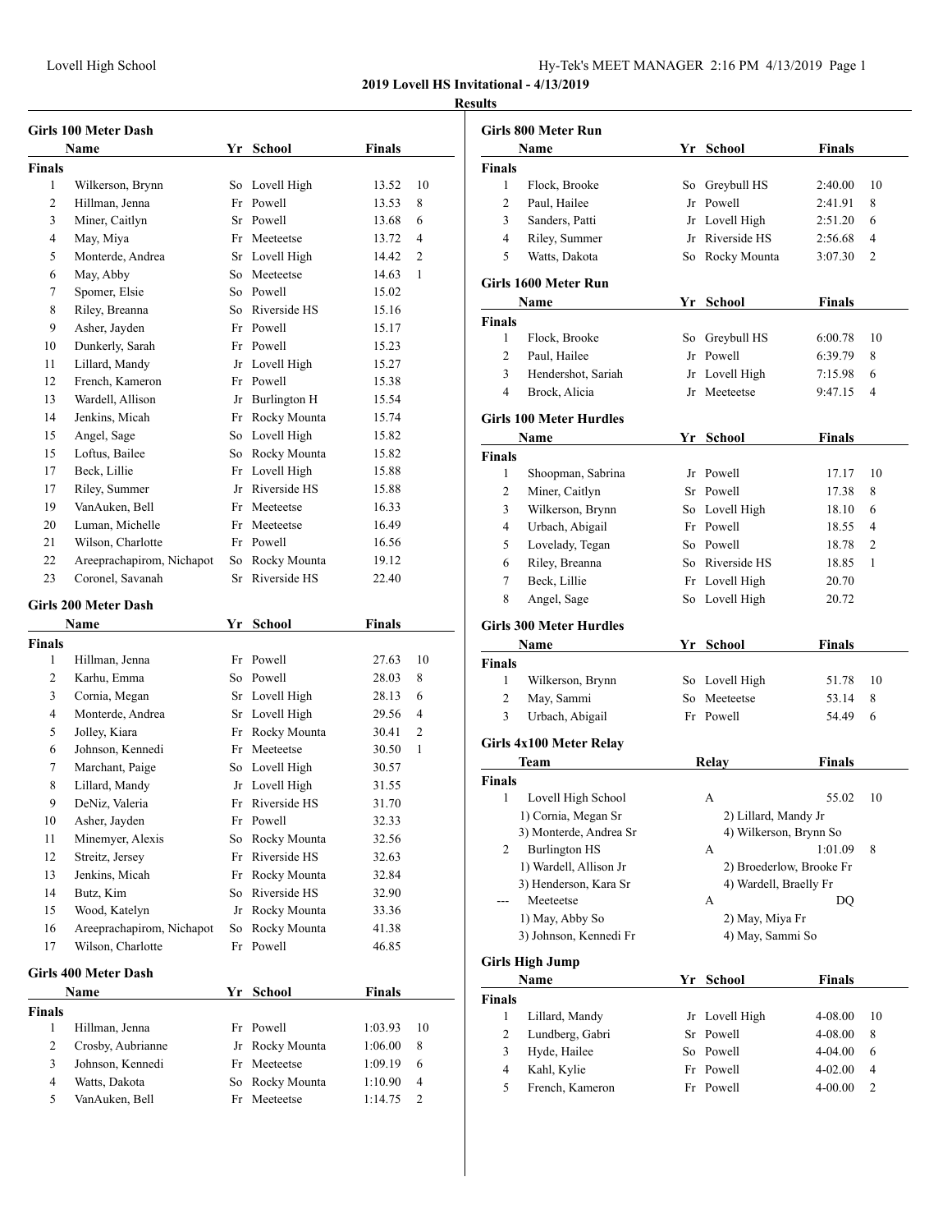**2019 Lovell HS Invitational - 4/13/2019**

**Results**

### Girls 100 Meter Dash

| | Name | Yr | School | Finals | |
|---|---|---|---|---|---|
| **Finals** | | | | | |
| 1 | Wilkerson, Brynn | So | Lovell High | 13.52 | 10 |
| 2 | Hillman, Jenna | Fr | Powell | 13.53 | 8 |
| 3 | Miner, Caitlyn | Sr | Powell | 13.68 | 6 |
| 4 | May, Miya | Fr | Meeteetse | 13.72 | 4 |
| 5 | Monterde, Andrea | Sr | Lovell High | 14.42 | 2 |
| 6 | May, Abby | So | Meeteetse | 14.63 | 1 |
| 7 | Spomer, Elsie | So | Powell | 15.02 | |
| 8 | Riley, Breanna | So | Riverside HS | 15.16 | |
| 9 | Asher, Jayden | Fr | Powell | 15.17 | |
| 10 | Dunkerly, Sarah | Fr | Powell | 15.23 | |
| 11 | Lillard, Mandy | Jr | Lovell High | 15.27 | |
| 12 | French, Kameron | Fr | Powell | 15.38 | |
| 13 | Wardell, Allison | Jr | Burlington H | 15.54 | |
| 14 | Jenkins, Micah | Fr | Rocky Mounta | 15.74 | |
| 15 | Angel, Sage | So | Lovell High | 15.82 | |
| 15 | Loftus, Bailee | So | Rocky Mounta | 15.82 | |
| 17 | Beck, Lillie | Fr | Lovell High | 15.88 | |
| 17 | Riley, Summer | Jr | Riverside HS | 15.88 | |
| 19 | VanAuken, Bell | Fr | Meeteetse | 16.33 | |
| 20 | Luman, Michelle | Fr | Meeteetse | 16.49 | |
| 21 | Wilson, Charlotte | Fr | Powell | 16.56 | |
| 22 | Areeprachapirom, Nichapot | So | Rocky Mounta | 19.12 | |
| 23 | Coronel, Savanah | Sr | Riverside HS | 22.40 | |

### Girls 200 Meter Dash

| | Name | Yr | School | Finals | |
|---|---|---|---|---|---|
| **Finals** | | | | | |
| 1 | Hillman, Jenna | Fr | Powell | 27.63 | 10 |
| 2 | Karhu, Emma | So | Powell | 28.03 | 8 |
| 3 | Cornia, Megan | Sr | Lovell High | 28.13 | 6 |
| 4 | Monterde, Andrea | Sr | Lovell High | 29.56 | 4 |
| 5 | Jolley, Kiara | Fr | Rocky Mounta | 30.41 | 2 |
| 6 | Johnson, Kennedi | Fr | Meeteetse | 30.50 | 1 |
| 7 | Marchant, Paige | So | Lovell High | 30.57 | |
| 8 | Lillard, Mandy | Jr | Lovell High | 31.55 | |
| 9 | DeNiz, Valeria | Fr | Riverside HS | 31.70 | |
| 10 | Asher, Jayden | Fr | Powell | 32.33 | |
| 11 | Minemyer, Alexis | So | Rocky Mounta | 32.56 | |
| 12 | Streitz, Jersey | Fr | Riverside HS | 32.63 | |
| 13 | Jenkins, Micah | Fr | Rocky Mounta | 32.84 | |
| 14 | Butz, Kim | So | Riverside HS | 32.90 | |
| 15 | Wood, Katelyn | Jr | Rocky Mounta | 33.36 | |
| 16 | Areeprachapirom, Nichapot | So | Rocky Mounta | 41.38 | |
| 17 | Wilson, Charlotte | Fr | Powell | 46.85 | |

### Girls 400 Meter Dash

| | Name | Yr | School | Finals | |
|---|---|---|---|---|---|
| **Finals** | | | | | |
| 1 | Hillman, Jenna | Fr | Powell | 1:03.93 | 10 |
| 2 | Crosby, Aubrianne | Jr | Rocky Mounta | 1:06.00 | 8 |
| 3 | Johnson, Kennedi | Fr | Meeteetse | 1:09.19 | 6 |
| 4 | Watts, Dakota | So | Rocky Mounta | 1:10.90 | 4 |
| 5 | VanAuken, Bell | Fr | Meeteetse | 1:14.75 | 2 |

### Girls 800 Meter Run

| | Name | Yr | School | Finals | |
|---|---|---|---|---|---|
| **Finals** | | | | | |
| 1 | Flock, Brooke | So | Greybull HS | 2:40.00 | 10 |
| 2 | Paul, Hailee | Jr | Powell | 2:41.91 | 8 |
| 3 | Sanders, Patti | Jr | Lovell High | 2:51.20 | 6 |
| 4 | Riley, Summer | Jr | Riverside HS | 2:56.68 | 4 |
| 5 | Watts, Dakota | So | Rocky Mounta | 3:07.30 | 2 |

### Girls 1600 Meter Run

| | Name | Yr | School | Finals | |
|---|---|---|---|---|---|
| **Finals** | | | | | |
| 1 | Flock, Brooke | So | Greybull HS | 6:00.78 | 10 |
| 2 | Paul, Hailee | Jr | Powell | 6:39.79 | 8 |
| 3 | Hendershot, Sariah | Jr | Lovell High | 7:15.98 | 6 |
| 4 | Brock, Alicia | Jr | Meeteetse | 9:47.15 | 4 |

### Girls 100 Meter Hurdles

| | Name | Yr | School | Finals | |
|---|---|---|---|---|---|
| **Finals** | | | | | |
| 1 | Shoopman, Sabrina | Jr | Powell | 17.17 | 10 |
| 2 | Miner, Caitlyn | Sr | Powell | 17.38 | 8 |
| 3 | Wilkerson, Brynn | So | Lovell High | 18.10 | 6 |
| 4 | Urbach, Abigail | Fr | Powell | 18.55 | 4 |
| 5 | Lovelady, Tegan | So | Powell | 18.78 | 2 |
| 6 | Riley, Breanna | So | Riverside HS | 18.85 | 1 |
| 7 | Beck, Lillie | Fr | Lovell High | 20.70 | |
| 8 | Angel, Sage | So | Lovell High | 20.72 | |

### Girls 300 Meter Hurdles

| | Name | Yr | School | Finals | |
|---|---|---|---|---|---|
| **Finals** | | | | | |
| 1 | Wilkerson, Brynn | So | Lovell High | 51.78 | 10 |
| 2 | May, Sammi | So | Meeteetse | 53.14 | 8 |
| 3 | Urbach, Abigail | Fr | Powell | 54.49 | 6 |

### Girls 4x100 Meter Relay

| | Team | Relay | Finals | |
|---|---|---|---|---|
| **Finals** | | | | |
| 1 | Lovell High School | A | 55.02 | 10 |
| | 1) Cornia, Megan Sr | 2) Lillard, Mandy Jr | | |
| | 3) Monterde, Andrea Sr | 4) Wilkerson, Brynn So | | |
| 2 | Burlington HS | A | 1:01.09 | 8 |
| | 1) Wardell, Allison Jr | 2) Broederlow, Brooke Fr | | |
| | 3) Henderson, Kara Sr | 4) Wardell, Braelly Fr | | |
| --- | Meeteetse | A | DQ | |
| | 1) May, Abby So | 2) May, Miya Fr | | |
| | 3) Johnson, Kennedi Fr | 4) May, Sammi So | | |

### Girls High Jump

| | Name | Yr | School | Finals | |
|---|---|---|---|---|---|
| **Finals** | | | | | |
| 1 | Lillard, Mandy | Jr | Lovell High | 4-08.00 | 10 |
| 2 | Lundberg, Gabri | Sr | Powell | 4-08.00 | 8 |
| 3 | Hyde, Hailee | So | Powell | 4-04.00 | 6 |
| 4 | Kahl, Kylie | Fr | Powell | 4-02.00 | 4 |
| 5 | French, Kameron | Fr | Powell | 4-00.00 | 2 |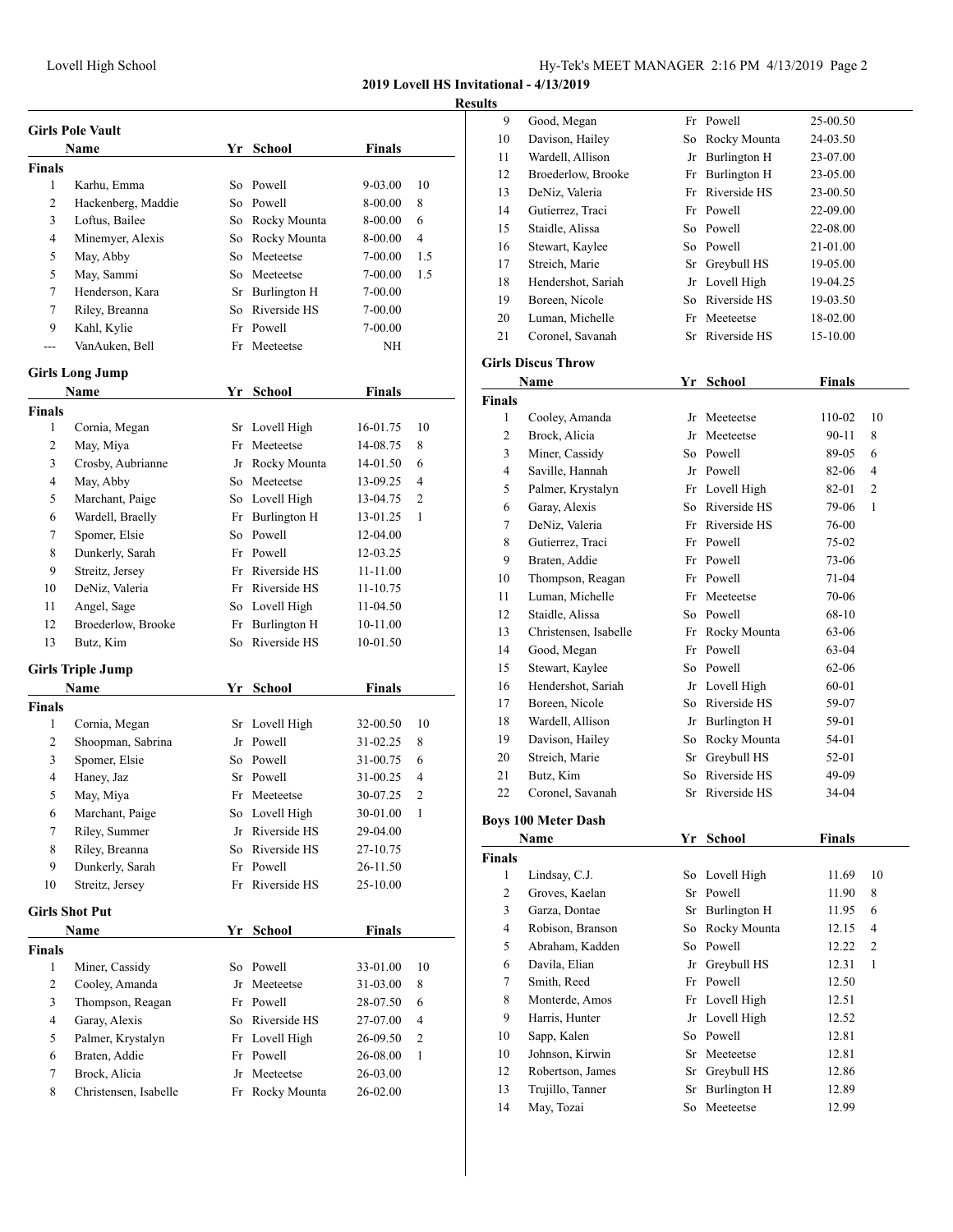## 2019 Lovell HS Invitational - 4/13/2019

### Results

### Girls Pole Vault

| | Name | Yr | School | Finals | |
|---|---|---|---|---|---|
| **Finals** | | | | | |
| 1 | Karhu, Emma | So | Powell | 9-03.00 | 10 |
| 2 | Hackenberg, Maddie | So | Powell | 8-00.00 | 8 |
| 3 | Loftus, Bailee | So | Rocky Mounta | 8-00.00 | 6 |
| 4 | Minemyer, Alexis | So | Rocky Mounta | 8-00.00 | 4 |
| 5 | May, Abby | So | Meeteetse | 7-00.00 | 1.5 |
| 5 | May, Sammi | So | Meeteetse | 7-00.00 | 1.5 |
| 7 | Henderson, Kara | Sr | Burlington H | 7-00.00 | |
| 7 | Riley, Breanna | So | Riverside HS | 7-00.00 | |
| 9 | Kahl, Kylie | Fr | Powell | 7-00.00 | |
| --- | VanAuken, Bell | Fr | Meeteetse | NH | |

### Girls Long Jump

| | Name | Yr | School | Finals | |
|---|---|---|---|---|---|
| **Finals** | | | | | |
| 1 | Cornia, Megan | Sr | Lovell High | 16-01.75 | 10 |
| 2 | May, Miya | Fr | Meeteetse | 14-08.75 | 8 |
| 3 | Crosby, Aubrianne | Jr | Rocky Mounta | 14-01.50 | 6 |
| 4 | May, Abby | So | Meeteetse | 13-09.25 | 4 |
| 5 | Marchant, Paige | So | Lovell High | 13-04.75 | 2 |
| 6 | Wardell, Braelly | Fr | Burlington H | 13-01.25 | 1 |
| 7 | Spomer, Elsie | So | Powell | 12-04.00 | |
| 8 | Dunkerly, Sarah | Fr | Powell | 12-03.25 | |
| 9 | Streitz, Jersey | Fr | Riverside HS | 11-11.00 | |
| 10 | DeNiz, Valeria | Fr | Riverside HS | 11-10.75 | |
| 11 | Angel, Sage | So | Lovell High | 11-04.50 | |
| 12 | Broederlow, Brooke | Fr | Burlington H | 10-11.00 | |
| 13 | Butz, Kim | So | Riverside HS | 10-01.50 | |

### Girls Triple Jump

| | Name | Yr | School | Finals | |
|---|---|---|---|---|---|
| **Finals** | | | | | |
| 1 | Cornia, Megan | Sr | Lovell High | 32-00.50 | 10 |
| 2 | Shoopman, Sabrina | Jr | Powell | 31-02.25 | 8 |
| 3 | Spomer, Elsie | So | Powell | 31-00.75 | 6 |
| 4 | Haney, Jaz | Sr | Powell | 31-00.25 | 4 |
| 5 | May, Miya | Fr | Meeteetse | 30-07.25 | 2 |
| 6 | Marchant, Paige | So | Lovell High | 30-01.00 | 1 |
| 7 | Riley, Summer | Jr | Riverside HS | 29-04.00 | |
| 8 | Riley, Breanna | So | Riverside HS | 27-10.75 | |
| 9 | Dunkerly, Sarah | Fr | Powell | 26-11.50 | |
| 10 | Streitz, Jersey | Fr | Riverside HS | 25-10.00 | |

### Girls Shot Put

| | Name | Yr | School | Finals | |
|---|---|---|---|---|---|
| **Finals** | | | | | |
| 1 | Miner, Cassidy | So | Powell | 33-01.00 | 10 |
| 2 | Cooley, Amanda | Jr | Meeteetse | 31-03.00 | 8 |
| 3 | Thompson, Reagan | Fr | Powell | 28-07.50 | 6 |
| 4 | Garay, Alexis | So | Riverside HS | 27-07.00 | 4 |
| 5 | Palmer, Krystalyn | Fr | Lovell High | 26-09.50 | 2 |
| 6 | Braten, Addie | Fr | Powell | 26-08.00 | 1 |
| 7 | Brock, Alicia | Jr | Meeteetse | 26-03.00 | |
| 8 | Christensen, Isabelle | Fr | Rocky Mounta | 26-02.00 | |
| 9 | Good, Megan | Fr | Powell | 25-00.50 | |
| 10 | Davison, Hailey | So | Rocky Mounta | 24-03.50 | |
| 11 | Wardell, Allison | Jr | Burlington H | 23-07.00 | |
| 12 | Broederlow, Brooke | Fr | Burlington H | 23-05.00 | |
| 13 | DeNiz, Valeria | Fr | Riverside HS | 23-00.50 | |
| 14 | Gutierrez, Traci | Fr | Powell | 22-09.00 | |
| 15 | Staidle, Alissa | So | Powell | 22-08.00 | |
| 16 | Stewart, Kaylee | So | Powell | 21-01.00 | |
| 17 | Streich, Marie | Sr | Greybull HS | 19-05.00 | |
| 18 | Hendershot, Sariah | Jr | Lovell High | 19-04.25 | |
| 19 | Boreen, Nicole | So | Riverside HS | 19-03.50 | |
| 20 | Luman, Michelle | Fr | Meeteetse | 18-02.00 | |
| 21 | Coronel, Savanah | Sr | Riverside HS | 15-10.00 | |

### Girls Discus Throw

| | Name | Yr | School | Finals | |
|---|---|---|---|---|---|
| **Finals** | | | | | |
| 1 | Cooley, Amanda | Jr | Meeteetse | 110-02 | 10 |
| 2 | Brock, Alicia | Jr | Meeteetse | 90-11 | 8 |
| 3 | Miner, Cassidy | So | Powell | 89-05 | 6 |
| 4 | Saville, Hannah | Jr | Powell | 82-06 | 4 |
| 5 | Palmer, Krystalyn | Fr | Lovell High | 82-01 | 2 |
| 6 | Garay, Alexis | So | Riverside HS | 79-06 | 1 |
| 7 | DeNiz, Valeria | Fr | Riverside HS | 76-00 | |
| 8 | Gutierrez, Traci | Fr | Powell | 75-02 | |
| 9 | Braten, Addie | Fr | Powell | 73-06 | |
| 10 | Thompson, Reagan | Fr | Powell | 71-04 | |
| 11 | Luman, Michelle | Fr | Meeteetse | 70-06 | |
| 12 | Staidle, Alissa | So | Powell | 68-10 | |
| 13 | Christensen, Isabelle | Fr | Rocky Mounta | 63-06 | |
| 14 | Good, Megan | Fr | Powell | 63-04 | |
| 15 | Stewart, Kaylee | So | Powell | 62-06 | |
| 16 | Hendershot, Sariah | Jr | Lovell High | 60-01 | |
| 17 | Boreen, Nicole | So | Riverside HS | 59-07 | |
| 18 | Wardell, Allison | Jr | Burlington H | 59-01 | |
| 19 | Davison, Hailey | So | Rocky Mounta | 54-01 | |
| 20 | Streich, Marie | Sr | Greybull HS | 52-01 | |
| 21 | Butz, Kim | So | Riverside HS | 49-09 | |
| 22 | Coronel, Savanah | Sr | Riverside HS | 34-04 | |

### Boys 100 Meter Dash

| | Name | Yr | School | Finals | |
|---|---|---|---|---|---|
| **Finals** | | | | | |
| 1 | Lindsay, C.J. | So | Lovell High | 11.69 | 10 |
| 2 | Groves, Kaelan | Sr | Powell | 11.90 | 8 |
| 3 | Garza, Dontae | Sr | Burlington H | 11.95 | 6 |
| 4 | Robison, Branson | So | Rocky Mounta | 12.15 | 4 |
| 5 | Abraham, Kadden | So | Powell | 12.22 | 2 |
| 6 | Davila, Elian | Jr | Greybull HS | 12.31 | 1 |
| 7 | Smith, Reed | Fr | Powell | 12.50 | |
| 8 | Monterde, Amos | Fr | Lovell High | 12.51 | |
| 9 | Harris, Hunter | Jr | Lovell High | 12.52 | |
| 10 | Sapp, Kalen | So | Powell | 12.81 | |
| 10 | Johnson, Kirwin | Sr | Meeteetse | 12.81 | |
| 12 | Robertson, James | Sr | Greybull HS | 12.86 | |
| 13 | Trujillo, Tanner | Sr | Burlington H | 12.89 | |
| 14 | May, Tozai | So | Meeteetse | 12.99 | |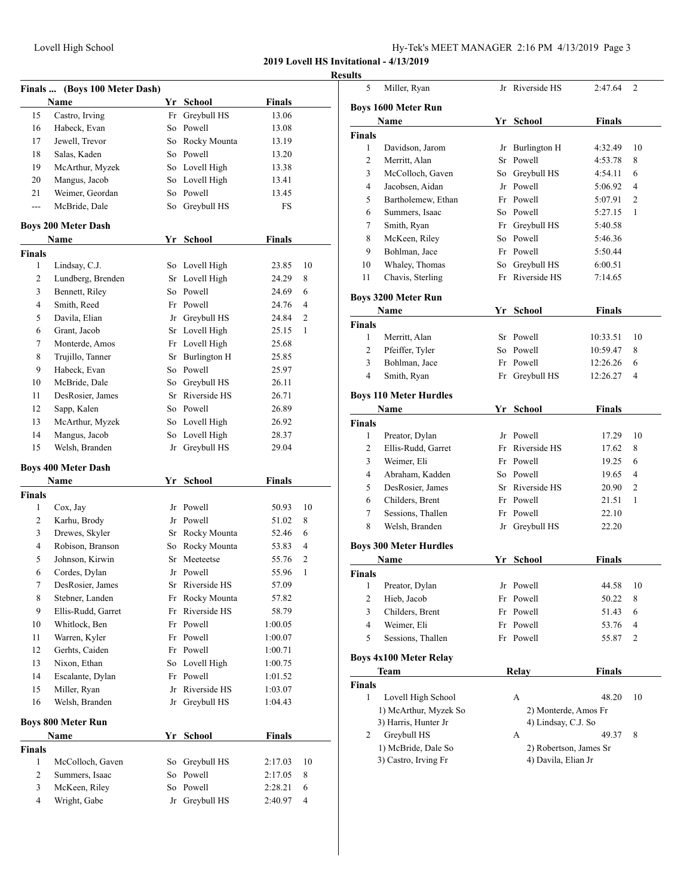**2019 Lovell HS Invitational - 4/13/2019**

**Results**

### Finals ... (Boys 100 Meter Dash)

| | Name | Yr | School | Finals |
|---|---|---|---|---|
| 15 | Castro, Irving | Fr | Greybull HS | 13.06 |
| 16 | Habeck, Evan | So | Powell | 13.08 |
| 17 | Jewell, Trevor | So | Rocky Mounta | 13.19 |
| 18 | Salas, Kaden | So | Powell | 13.20 |
| 19 | McArthur, Myzek | So | Lovell High | 13.38 |
| 20 | Mangus, Jacob | So | Lovell High | 13.41 |
| 21 | Weimer, Geordan | So | Powell | 13.45 |
| --- | McBride, Dale | So | Greybull HS | FS |

### Boys 200 Meter Dash

| | Name | Yr | School | Finals | |
|---|---|---|---|---|---|
| **Finals** | | | | | |
| 1 | Lindsay, C.J. | So | Lovell High | 23.85 | 10 |
| 2 | Lundberg, Brenden | Sr | Lovell High | 24.29 | 8 |
| 3 | Bennett, Riley | So | Powell | 24.69 | 6 |
| 4 | Smith, Reed | Fr | Powell | 24.76 | 4 |
| 5 | Davila, Elian | Jr | Greybull HS | 24.84 | 2 |
| 6 | Grant, Jacob | Sr | Lovell High | 25.15 | 1 |
| 7 | Monterde, Amos | Fr | Lovell High | 25.68 | |
| 8 | Trujillo, Tanner | Sr | Burlington H | 25.85 | |
| 9 | Habeck, Evan | So | Powell | 25.97 | |
| 10 | McBride, Dale | So | Greybull HS | 26.11 | |
| 11 | DesRosier, James | Sr | Riverside HS | 26.71 | |
| 12 | Sapp, Kalen | So | Powell | 26.89 | |
| 13 | McArthur, Myzek | So | Lovell High | 26.92 | |
| 14 | Mangus, Jacob | So | Lovell High | 28.37 | |
| 15 | Welsh, Branden | Jr | Greybull HS | 29.04 | |

### Boys 400 Meter Dash

| | Name | Yr | School | Finals | |
|---|---|---|---|---|---|
| **Finals** | | | | | |
| 1 | Cox, Jay | Jr | Powell | 50.93 | 10 |
| 2 | Karhu, Brody | Jr | Powell | 51.02 | 8 |
| 3 | Drewes, Skyler | Sr | Rocky Mounta | 52.46 | 6 |
| 4 | Robison, Branson | So | Rocky Mounta | 53.83 | 4 |
| 5 | Johnson, Kirwin | Sr | Meeteetse | 55.76 | 2 |
| 6 | Cordes, Dylan | Jr | Powell | 55.96 | 1 |
| 7 | DesRosier, James | Sr | Riverside HS | 57.09 | |
| 8 | Stebner, Landen | Fr | Rocky Mounta | 57.82 | |
| 9 | Ellis-Rudd, Garret | Fr | Riverside HS | 58.79 | |
| 10 | Whitlock, Ben | Fr | Powell | 1:00.05 | |
| 11 | Warren, Kyler | Fr | Powell | 1:00.07 | |
| 12 | Gerhts, Caiden | Fr | Powell | 1:00.71 | |
| 13 | Nixon, Ethan | So | Lovell High | 1:00.75 | |
| 14 | Escalante, Dylan | Fr | Powell | 1:01.52 | |
| 15 | Miller, Ryan | Jr | Riverside HS | 1:03.07 | |
| 16 | Welsh, Branden | Jr | Greybull HS | 1:04.43 | |

### Boys 800 Meter Run

| | Name | Yr | School | Finals | |
|---|---|---|---|---|---|
| **Finals** | | | | | |
| 1 | McColloch, Gaven | So | Greybull HS | 2:17.03 | 10 |
| 2 | Summers, Isaac | So | Powell | 2:17.05 | 8 |
| 3 | McKeen, Riley | So | Powell | 2:28.21 | 6 |
| 4 | Wright, Gabe | Jr | Greybull HS | 2:40.97 | 4 |
| 5 | Miller, Ryan | Jr | Riverside HS | 2:47.64 | 2 |

### Boys 1600 Meter Run

| | Name | Yr | School | Finals | |
|---|---|---|---|---|---|
| **Finals** | | | | | |
| 1 | Davidson, Jarom | Jr | Burlington H | 4:32.49 | 10 |
| 2 | Merritt, Alan | Sr | Powell | 4:53.78 | 8 |
| 3 | McColloch, Gaven | So | Greybull HS | 4:54.11 | 6 |
| 4 | Jacobsen, Aidan | Jr | Powell | 5:06.92 | 4 |
| 5 | Bartholemew, Ethan | Fr | Powell | 5:07.91 | 2 |
| 6 | Summers, Isaac | So | Powell | 5:27.15 | 1 |
| 7 | Smith, Ryan | Fr | Greybull HS | 5:40.58 | |
| 8 | McKeen, Riley | So | Powell | 5:46.36 | |
| 9 | Bohlman, Jace | Fr | Powell | 5:50.44 | |
| 10 | Whaley, Thomas | So | Greybull HS | 6:00.51 | |
| 11 | Chavis, Sterling | Fr | Riverside HS | 7:14.65 | |

### Boys 3200 Meter Run

| | Name | Yr | School | Finals | |
|---|---|---|---|---|---|
| **Finals** | | | | | |
| 1 | Merritt, Alan | Sr | Powell | 10:33.51 | 10 |
| 2 | Pfeiffer, Tyler | So | Powell | 10:59.47 | 8 |
| 3 | Bohlman, Jace | Fr | Powell | 12:26.26 | 6 |
| 4 | Smith, Ryan | Fr | Greybull HS | 12:26.27 | 4 |

### Boys 110 Meter Hurdles

| | Name | Yr | School | Finals | |
|---|---|---|---|---|---|
| **Finals** | | | | | |
| 1 | Preator, Dylan | Jr | Powell | 17.29 | 10 |
| 2 | Ellis-Rudd, Garret | Fr | Riverside HS | 17.62 | 8 |
| 3 | Weimer, Eli | Fr | Powell | 19.25 | 6 |
| 4 | Abraham, Kadden | So | Powell | 19.65 | 4 |
| 5 | DesRosier, James | Sr | Riverside HS | 20.90 | 2 |
| 6 | Childers, Brent | Fr | Powell | 21.51 | 1 |
| 7 | Sessions, Thallen | Fr | Powell | 22.10 | |
| 8 | Welsh, Branden | Jr | Greybull HS | 22.20 | |

### Boys 300 Meter Hurdles

| | Name | Yr | School | Finals | |
|---|---|---|---|---|---|
| **Finals** | | | | | |
| 1 | Preator, Dylan | Jr | Powell | 44.58 | 10 |
| 2 | Hieb, Jacob | Fr | Powell | 50.22 | 8 |
| 3 | Childers, Brent | Fr | Powell | 51.43 | 6 |
| 4 | Weimer, Eli | Fr | Powell | 53.76 | 4 |
| 5 | Sessions, Thallen | Fr | Powell | 55.87 | 2 |

### Boys 4x100 Meter Relay

| | Team | Relay | Finals | |
|---|---|---|---|---|
| **Finals** | | | | |
| 1 | Lovell High School | A | 48.20 | 10 |
| | 1) McArthur, Myzek So | 2) Monterde, Amos Fr | | |
| | 3) Harris, Hunter Jr | 4) Lindsay, C.J. So | | |
| 2 | Greybull HS | A | 49.37 | 8 |
| | 1) McBride, Dale So | 2) Robertson, James Sr | | |
| | 3) Castro, Irving Fr | 4) Davila, Elian Jr | | |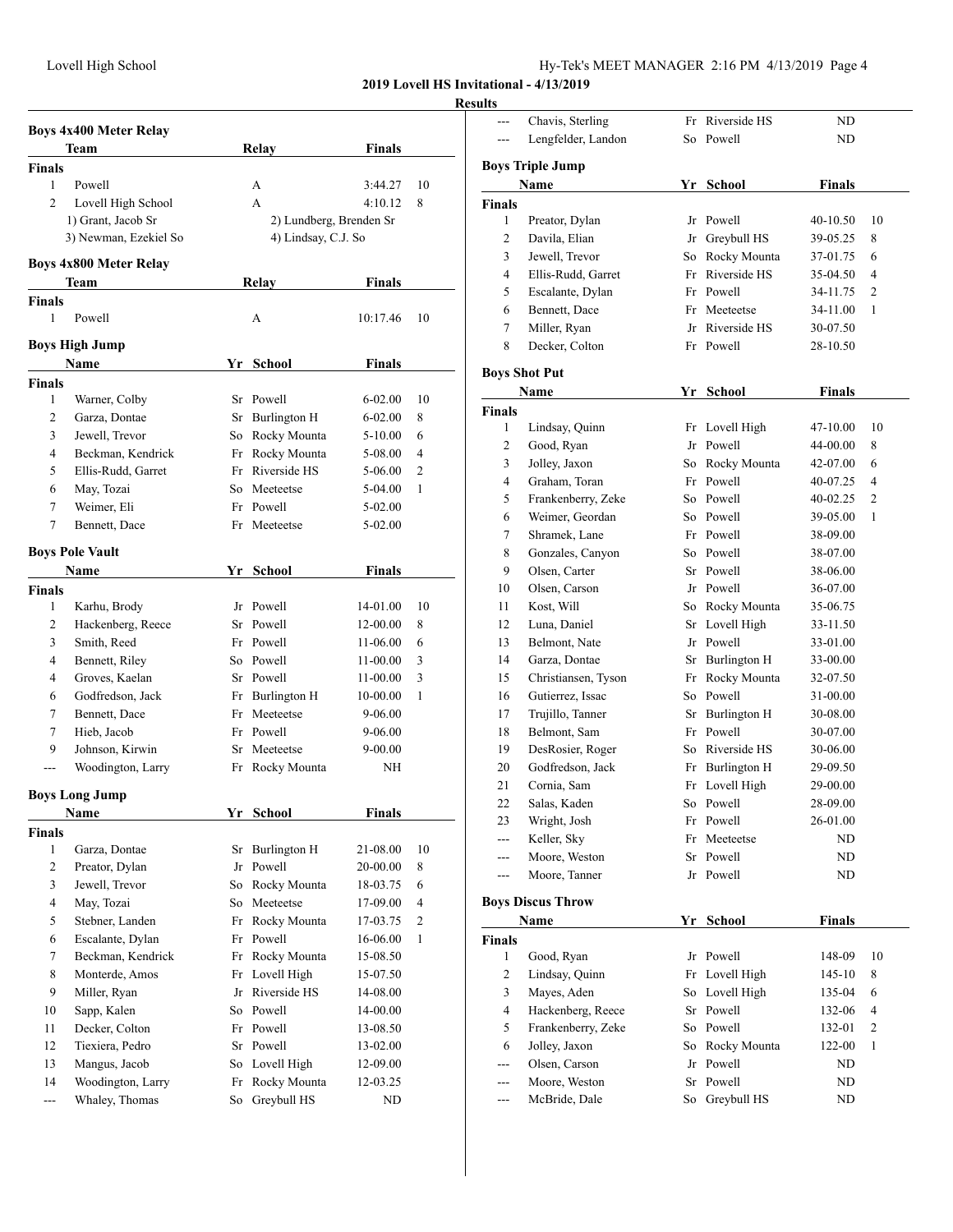**2019 Lovell HS Invitational - 4/13/2019**

**Results**

### Boys 4x400 Meter Relay

| | Team | Relay | Finals | |
|---|---|---|---|---|
| **Finals** | | | | |
| 1 | Powell | A | 3:44.27 | 10 |
| 2 | Lovell High School | A | 4:10.12 | 8 |
| | 1) Grant, Jacob Sr | 2) Lundberg, Brenden Sr | | |
| | 3) Newman, Ezekiel So | 4) Lindsay, C.J. So | | |

### Boys 4x800 Meter Relay

| | Team | Relay | Finals | |
|---|---|---|---|---|
| **Finals** | | | | |
| 1 | Powell | A | 10:17.46 | 10 |

### Boys High Jump

| | Name | Yr | School | Finals | |
|---|---|---|---|---|---|
| **Finals** | | | | | |
| 1 | Warner, Colby | Sr | Powell | 6-02.00 | 10 |
| 2 | Garza, Dontae | Sr | Burlington H | 6-02.00 | 8 |
| 3 | Jewell, Trevor | So | Rocky Mounta | 5-10.00 | 6 |
| 4 | Beckman, Kendrick | Fr | Rocky Mounta | 5-08.00 | 4 |
| 5 | Ellis-Rudd, Garret | Fr | Riverside HS | 5-06.00 | 2 |
| 6 | May, Tozai | So | Meeteetse | 5-04.00 | 1 |
| 7 | Weimer, Eli | Fr | Powell | 5-02.00 | |
| 7 | Bennett, Dace | Fr | Meeteetse | 5-02.00 | |

### Boys Pole Vault

| | Name | Yr | School | Finals | |
|---|---|---|---|---|---|
| **Finals** | | | | | |
| 1 | Karhu, Brody | Jr | Powell | 14-01.00 | 10 |
| 2 | Hackenberg, Reece | Sr | Powell | 12-00.00 | 8 |
| 3 | Smith, Reed | Fr | Powell | 11-06.00 | 6 |
| 4 | Bennett, Riley | So | Powell | 11-00.00 | 3 |
| 4 | Groves, Kaelan | Sr | Powell | 11-00.00 | 3 |
| 6 | Godfredson, Jack | Fr | Burlington H | 10-00.00 | 1 |
| 7 | Bennett, Dace | Fr | Meeteetse | 9-06.00 | |
| 7 | Hieb, Jacob | Fr | Powell | 9-06.00 | |
| 9 | Johnson, Kirwin | Sr | Meeteetse | 9-00.00 | |
| --- | Woodington, Larry | Fr | Rocky Mounta | NH | |

### Boys Long Jump

| | Name | Yr | School | Finals | |
|---|---|---|---|---|---|
| **Finals** | | | | | |
| 1 | Garza, Dontae | Sr | Burlington H | 21-08.00 | 10 |
| 2 | Preator, Dylan | Jr | Powell | 20-00.00 | 8 |
| 3 | Jewell, Trevor | So | Rocky Mounta | 18-03.75 | 6 |
| 4 | May, Tozai | So | Meeteetse | 17-09.00 | 4 |
| 5 | Stebner, Landen | Fr | Rocky Mounta | 17-03.75 | 2 |
| 6 | Escalante, Dylan | Fr | Powell | 16-06.00 | 1 |
| 7 | Beckman, Kendrick | Fr | Rocky Mounta | 15-08.50 | |
| 8 | Monterde, Amos | Fr | Lovell High | 15-07.50 | |
| 9 | Miller, Ryan | Jr | Riverside HS | 14-08.00 | |
| 10 | Sapp, Kalen | So | Powell | 14-00.00 | |
| 11 | Decker, Colton | Fr | Powell | 13-08.50 | |
| 12 | Tiexiera, Pedro | Sr | Powell | 13-02.00 | |
| 13 | Mangus, Jacob | So | Lovell High | 12-09.00 | |
| 14 | Woodington, Larry | Fr | Rocky Mounta | 12-03.25 | |
| --- | Whaley, Thomas | So | Greybull HS | ND | |
| --- | Chavis, Sterling | Fr | Riverside HS | ND | |
| --- | Lengfelder, Landon | So | Powell | ND | |

### Boys Triple Jump

| | Name | Yr | School | Finals | |
|---|---|---|---|---|---|
| **Finals** | | | | | |
| 1 | Preator, Dylan | Jr | Powell | 40-10.50 | 10 |
| 2 | Davila, Elian | Jr | Greybull HS | 39-05.25 | 8 |
| 3 | Jewell, Trevor | So | Rocky Mounta | 37-01.75 | 6 |
| 4 | Ellis-Rudd, Garret | Fr | Riverside HS | 35-04.50 | 4 |
| 5 | Escalante, Dylan | Fr | Powell | 34-11.75 | 2 |
| 6 | Bennett, Dace | Fr | Meeteetse | 34-11.00 | 1 |
| 7 | Miller, Ryan | Jr | Riverside HS | 30-07.50 | |
| 8 | Decker, Colton | Fr | Powell | 28-10.50 | |

### Boys Shot Put

| | Name | Yr | School | Finals | |
|---|---|---|---|---|---|
| **Finals** | | | | | |
| 1 | Lindsay, Quinn | Fr | Lovell High | 47-10.00 | 10 |
| 2 | Good, Ryan | Jr | Powell | 44-00.00 | 8 |
| 3 | Jolley, Jaxon | So | Rocky Mounta | 42-07.00 | 6 |
| 4 | Graham, Toran | Fr | Powell | 40-07.25 | 4 |
| 5 | Frankenberry, Zeke | So | Powell | 40-02.25 | 2 |
| 6 | Weimer, Geordan | So | Powell | 39-05.00 | 1 |
| 7 | Shramek, Lane | Fr | Powell | 38-09.00 | |
| 8 | Gonzales, Canyon | So | Powell | 38-07.00 | |
| 9 | Olsen, Carter | Sr | Powell | 38-06.00 | |
| 10 | Olsen, Carson | Jr | Powell | 36-07.00 | |
| 11 | Kost, Will | So | Rocky Mounta | 35-06.75 | |
| 12 | Luna, Daniel | Sr | Lovell High | 33-11.50 | |
| 13 | Belmont, Nate | Jr | Powell | 33-01.00 | |
| 14 | Garza, Dontae | Sr | Burlington H | 33-00.00 | |
| 15 | Christiansen, Tyson | Fr | Rocky Mounta | 32-07.50 | |
| 16 | Gutierrez, Issac | So | Powell | 31-00.00 | |
| 17 | Trujillo, Tanner | Sr | Burlington H | 30-08.00 | |
| 18 | Belmont, Sam | Fr | Powell | 30-07.00 | |
| 19 | DesRosier, Roger | So | Riverside HS | 30-06.00 | |
| 20 | Godfredson, Jack | Fr | Burlington H | 29-09.50 | |
| 21 | Cornia, Sam | Fr | Lovell High | 29-00.00 | |
| 22 | Salas, Kaden | So | Powell | 28-09.00 | |
| 23 | Wright, Josh | Fr | Powell | 26-01.00 | |
| --- | Keller, Sky | Fr | Meeteetse | ND | |
| --- | Moore, Weston | Sr | Powell | ND | |
| --- | Moore, Tanner | Jr | Powell | ND | |

### Boys Discus Throw

| | Name | Yr | School | Finals | |
|---|---|---|---|---|---|
| **Finals** | | | | | |
| 1 | Good, Ryan | Jr | Powell | 148-09 | 10 |
| 2 | Lindsay, Quinn | Fr | Lovell High | 145-10 | 8 |
| 3 | Mayes, Aden | So | Lovell High | 135-04 | 6 |
| 4 | Hackenberg, Reece | Sr | Powell | 132-06 | 4 |
| 5 | Frankenberry, Zeke | So | Powell | 132-01 | 2 |
| 6 | Jolley, Jaxon | So | Rocky Mounta | 122-00 | 1 |
| --- | Olsen, Carson | Jr | Powell | ND | |
| --- | Moore, Weston | Sr | Powell | ND | |
| --- | McBride, Dale | So | Greybull HS | ND | |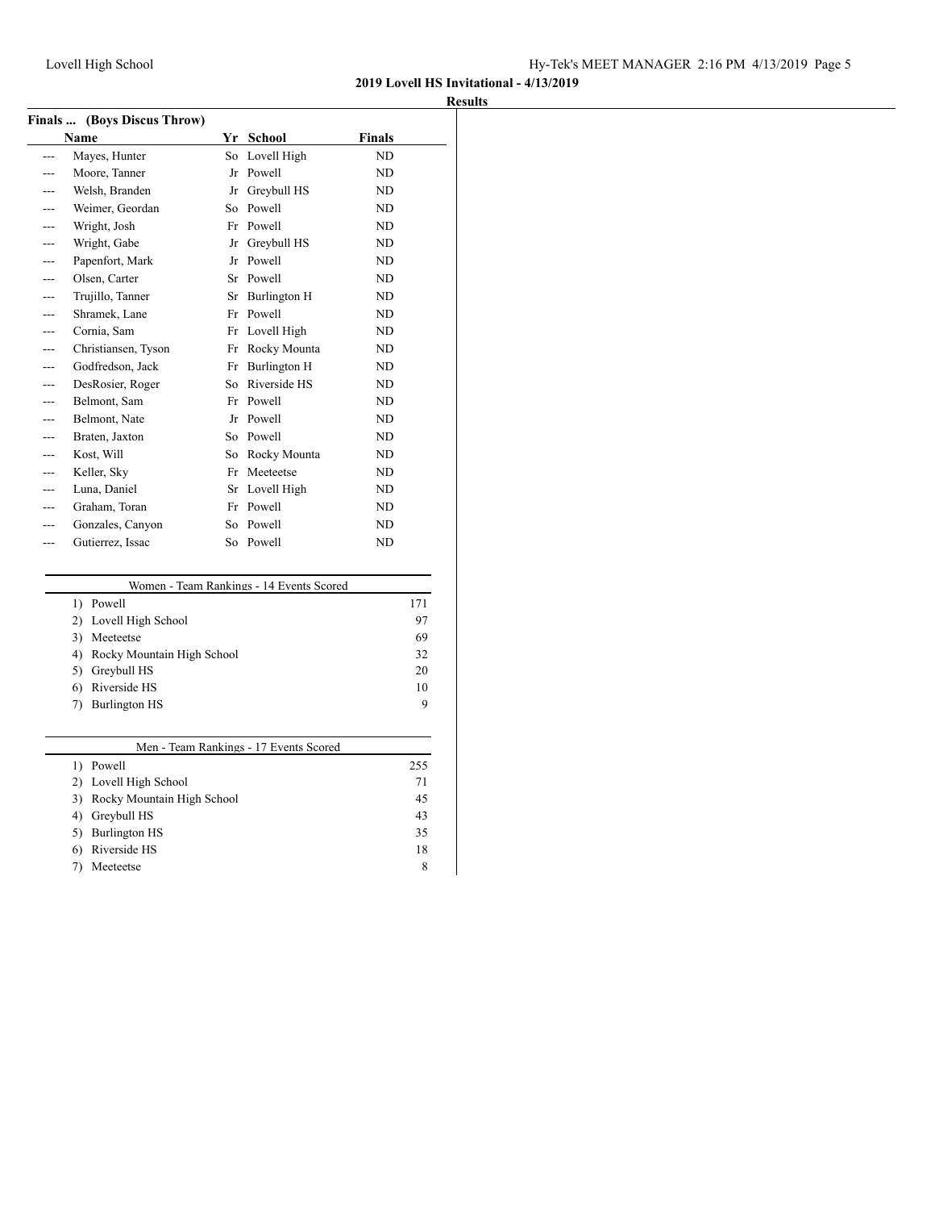**2019 Lovell HS Invitational - 4/13/2019**

**Results**

### Finals ... (Boys Discus Throw)

| | Name | Yr | School | Finals |
|---|---|---|---|---|
| --- | Mayes, Hunter | So | Lovell High | ND |
| --- | Moore, Tanner | Jr | Powell | ND |
| --- | Welsh, Branden | Jr | Greybull HS | ND |
| --- | Weimer, Geordan | So | Powell | ND |
| --- | Wright, Josh | Fr | Powell | ND |
| --- | Wright, Gabe | Jr | Greybull HS | ND |
| --- | Papenfort, Mark | Jr | Powell | ND |
| --- | Olsen, Carter | Sr | Powell | ND |
| --- | Trujillo, Tanner | Sr | Burlington H | ND |
| --- | Shramek, Lane | Fr | Powell | ND |
| --- | Cornia, Sam | Fr | Lovell High | ND |
| --- | Christiansen, Tyson | Fr | Rocky Mounta | ND |
| --- | Godfredson, Jack | Fr | Burlington H | ND |
| --- | DesRosier, Roger | So | Riverside HS | ND |
| --- | Belmont, Sam | Fr | Powell | ND |
| --- | Belmont, Nate | Jr | Powell | ND |
| --- | Braten, Jaxton | So | Powell | ND |
| --- | Kost, Will | So | Rocky Mounta | ND |
| --- | Keller, Sky | Fr | Meeteetse | ND |
| --- | Luna, Daniel | Sr | Lovell High | ND |
| --- | Graham, Toran | Fr | Powell | ND |
| --- | Gonzales, Canyon | So | Powell | ND |
| --- | Gutierrez, Issac | So | Powell | ND |

### Women - Team Rankings - 14 Events Scored

| | | |
|---|---|---|
| 1) | Powell | 171 |
| 2) | Lovell High School | 97 |
| 3) | Meeteetse | 69 |
| 4) | Rocky Mountain High School | 32 |
| 5) | Greybull HS | 20 |
| 6) | Riverside HS | 10 |
| 7) | Burlington HS | 9 |

### Men - Team Rankings - 17 Events Scored

| | | |
|---|---|---|
| 1) | Powell | 255 |
| 2) | Lovell High School | 71 |
| 3) | Rocky Mountain High School | 45 |
| 4) | Greybull HS | 43 |
| 5) | Burlington HS | 35 |
| 6) | Riverside HS | 18 |
| 7) | Meeteetse | 8 |